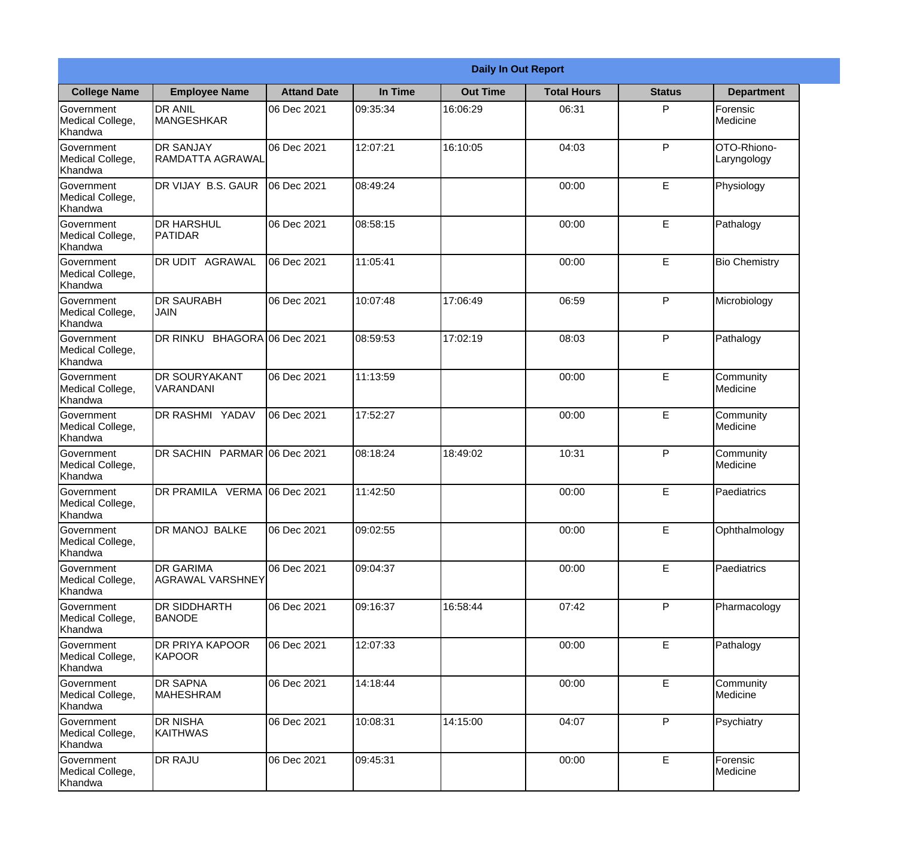**Daily In Out Report**

| College Name | Employee Name | Attand Date | In Time | Out Time | Total Hours | Status | Department |
|---|---|---|---|---|---|---|---|
| Government Medical College, Khandwa | DR ANIL MANGESHKAR | 06 Dec 2021 | 09:35:34 | 16:06:29 | 06:31 | P | Forensic Medicine |
| Government Medical College, Khandwa | DR SANJAY RAMDATTA AGRAWAL | 06 Dec 2021 | 12:07:21 | 16:10:05 | 04:03 | P | OTO-Rhiono-Laryngology |
| Government Medical College, Khandwa | DR VIJAY B.S. GAUR | 06 Dec 2021 | 08:49:24 | | 00:00 | E | Physiology |
| Government Medical College, Khandwa | DR HARSHUL PATIDAR | 06 Dec 2021 | 08:58:15 | | 00:00 | E | Pathalogy |
| Government Medical College, Khandwa | DR UDIT AGRAWAL | 06 Dec 2021 | 11:05:41 | | 00:00 | E | Bio Chemistry |
| Government Medical College, Khandwa | DR SAURABH JAIN | 06 Dec 2021 | 10:07:48 | 17:06:49 | 06:59 | P | Microbiology |
| Government Medical College, Khandwa | DR RINKU BHAGORA | 06 Dec 2021 | 08:59:53 | 17:02:19 | 08:03 | P | Pathalogy |
| Government Medical College, Khandwa | DR SOURYAKANT VARANDANI | 06 Dec 2021 | 11:13:59 | | 00:00 | E | Community Medicine |
| Government Medical College, Khandwa | DR RASHMI YADAV | 06 Dec 2021 | 17:52:27 | | 00:00 | E | Community Medicine |
| Government Medical College, Khandwa | DR SACHIN PARMAR | 06 Dec 2021 | 08:18:24 | 18:49:02 | 10:31 | P | Community Medicine |
| Government Medical College, Khandwa | DR PRAMILA VERMA | 06 Dec 2021 | 11:42:50 | | 00:00 | E | Paediatrics |
| Government Medical College, Khandwa | DR MANOJ BALKE | 06 Dec 2021 | 09:02:55 | | 00:00 | E | Ophthalmology |
| Government Medical College, Khandwa | DR GARIMA AGRAWAL VARSHNEY | 06 Dec 2021 | 09:04:37 | | 00:00 | E | Paediatrics |
| Government Medical College, Khandwa | DR SIDDHARTH BANODE | 06 Dec 2021 | 09:16:37 | 16:58:44 | 07:42 | P | Pharmacology |
| Government Medical College, Khandwa | DR PRIYA KAPOOR KAPOOR | 06 Dec 2021 | 12:07:33 | | 00:00 | E | Pathalogy |
| Government Medical College, Khandwa | DR SAPNA MAHESHRAM | 06 Dec 2021 | 14:18:44 | | 00:00 | E | Community Medicine |
| Government Medical College, Khandwa | DR NISHA KAITHWAS | 06 Dec 2021 | 10:08:31 | 14:15:00 | 04:07 | P | Psychiatry |
| Government Medical College, Khandwa | DR RAJU | 06 Dec 2021 | 09:45:31 | | 00:00 | E | Forensic Medicine |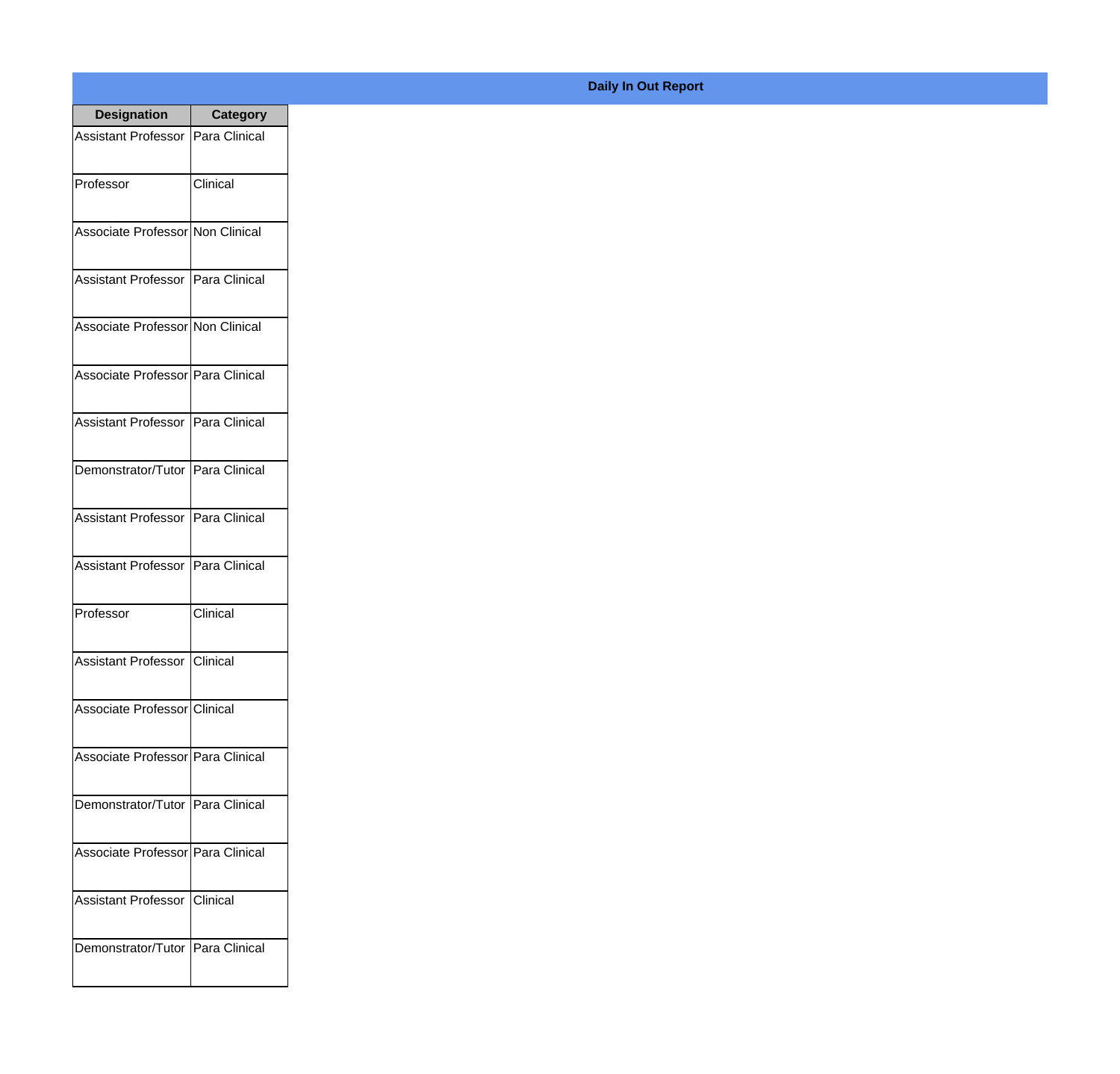**Daily In Out Report**

| Designation | Category |
| --- | --- |
| Assistant Professor | Para Clinical |
| Professor | Clinical |
| Associate Professor | Non Clinical |
| Assistant Professor | Para Clinical |
| Associate Professor | Non Clinical |
| Associate Professor | Para Clinical |
| Assistant Professor | Para Clinical |
| Demonstrator/Tutor | Para Clinical |
| Assistant Professor | Para Clinical |
| Assistant Professor | Para Clinical |
| Professor | Clinical |
| Assistant Professor | Clinical |
| Associate Professor | Clinical |
| Associate Professor | Para Clinical |
| Demonstrator/Tutor | Para Clinical |
| Associate Professor | Para Clinical |
| Assistant Professor | Clinical |
| Demonstrator/Tutor | Para Clinical |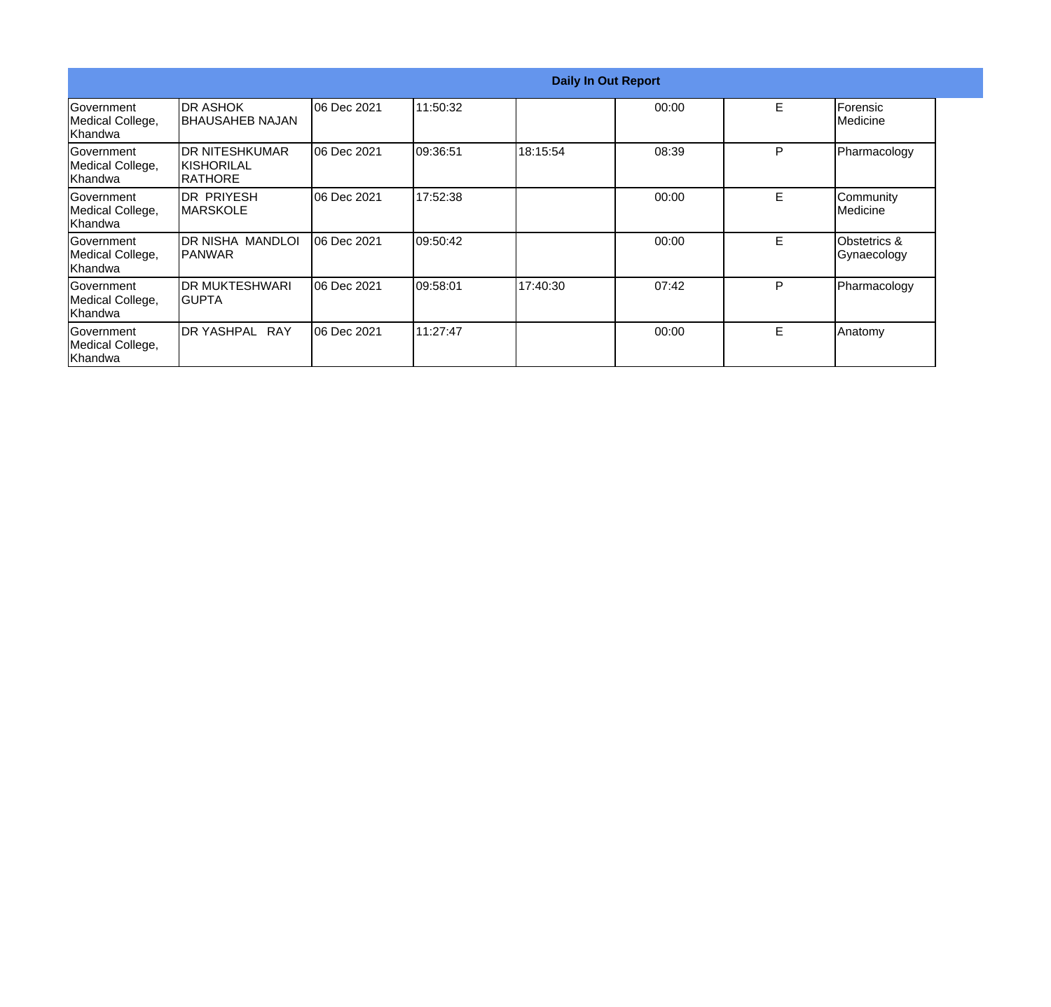| Daily In Out Report | | | | | | | |
|---|---|---|---|---|---|---|---|
| Government Medical College, Khandwa | DR ASHOK BHAUSAHEB NAJAN | 06 Dec 2021 | 11:50:32 | | 00:00 | E | Forensic Medicine |
| Government Medical College, Khandwa | DR NITESHKUMAR KISHORILAL RATHORE | 06 Dec 2021 | 09:36:51 | 18:15:54 | 08:39 | P | Pharmacology |
| Government Medical College, Khandwa | DR PRIYESH MARSKOLE | 06 Dec 2021 | 17:52:38 | | 00:00 | E | Community Medicine |
| Government Medical College, Khandwa | DR NISHA MANDLOI PANWAR | 06 Dec 2021 | 09:50:42 | | 00:00 | E | Obstetrics & Gynaecology |
| Government Medical College, Khandwa | DR MUKTESHWARI GUPTA | 06 Dec 2021 | 09:58:01 | 17:40:30 | 07:42 | P | Pharmacology |
| Government Medical College, Khandwa | DR YASHPAL RAY | 06 Dec 2021 | 11:27:47 | | 00:00 | E | Anatomy |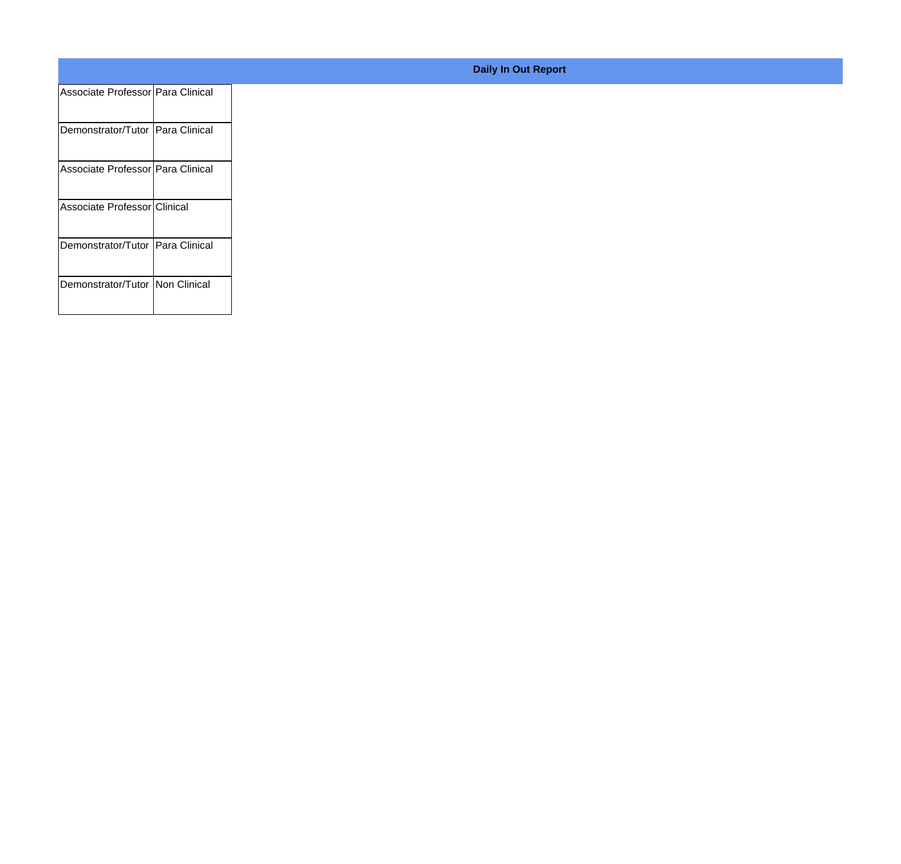**Daily In Out Report**

| | |
|---|---|
| Associate Professor | Para Clinical |
| Demonstrator/Tutor | Para Clinical |
| Associate Professor | Para Clinical |
| Associate Professor | Clinical |
| Demonstrator/Tutor | Para Clinical |
| Demonstrator/Tutor | Non Clinical |